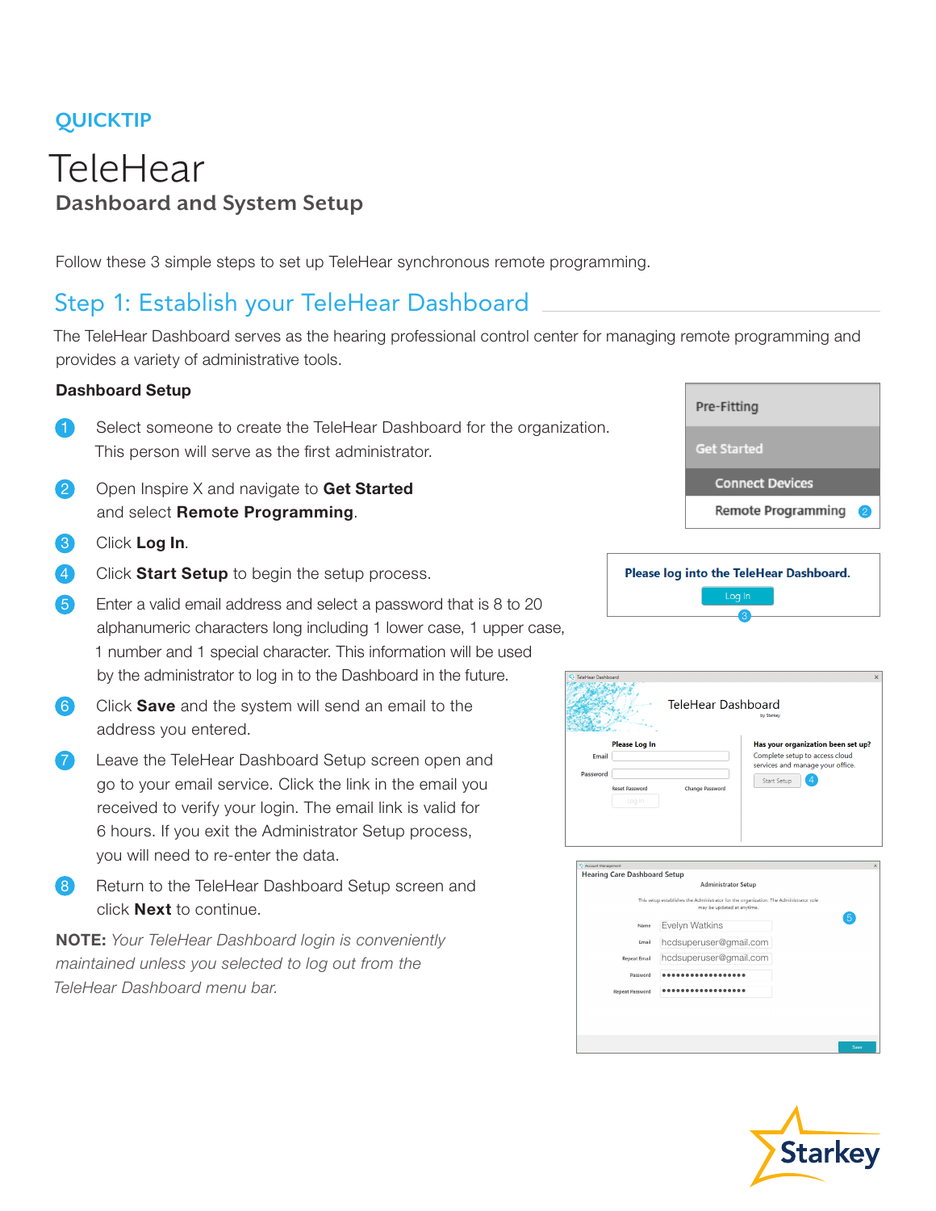QUICKTIP

# TeleHear

## Dashboard and System Setup

Follow these 3 simple steps to set up TeleHear synchronous remote programming.

## Step 1: Establish your TeleHear Dashboard

The TeleHear Dashboard serves as the hearing professional control center for managing remote programming and provides a variety of administrative tools.

### Dashboard Setup

1. Select someone to create the TeleHear Dashboard for the organization. This person will serve as the first administrator.
2. Open Inspire X and navigate to **Get Started** and select **Remote Programming**.
3. Click **Log In**.
4. Click **Start Setup** to begin the setup process.
5. Enter a valid email address and select a password that is 8 to 20 alphanumeric characters long including 1 lower case, 1 upper case, 1 number and 1 special character. This information will be used by the administrator to log in to the Dashboard in the future.
6. Click **Save** and the system will send an email to the address you entered.
7. Leave the TeleHear Dashboard Setup screen open and go to your email service. Click the link in the email you received to verify your login. The email link is valid for 6 hours. If you exit the Administrator Setup process, you will need to re-enter the data.
8. Return to the TeleHear Dashboard Setup screen and click **Next** to continue.

**NOTE:** *Your TeleHear Dashboard login is conveniently maintained unless you selected to log out from the TeleHear Dashboard menu bar.*

Pre-Fitting
Get Started
Connect Devices
Remote Programming 2

Please log into the TeleHear Dashboard.
Log In 3

TeleHear Dashboard
Please Log In
Email
Password
Reset Password
Change Password
Log In
Has your organization been set up?
Complete setup to access cloud services and manage your office.
Start Setup 4

Hearing Care Dashboard Setup
Administrator Setup
This setup establishes the Administrator for the organization. The Administrator role may be updated at anytime.
Name Evelyn Watkins
Email hcdsuperuser@gmail.com
Repeat Email hcdsuperuser@gmail.com
Password ••••••••••••••••••
Repeat Password ••••••••••••••••••
Save 5

Starkey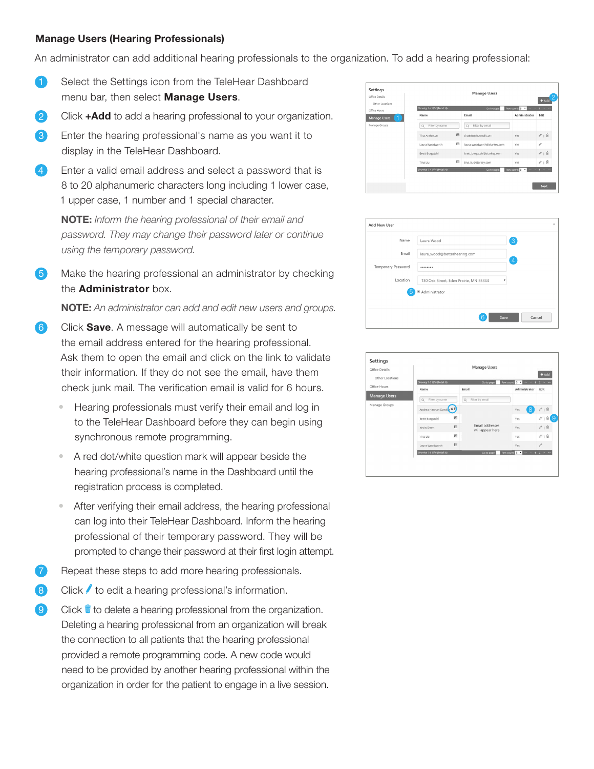### Manage Users (Hearing Professionals)

An administrator can add additional hearing professionals to the organization. To add a hearing professional:

1. Select the Settings icon from the TeleHear Dashboard menu bar, then select **Manage Users**.
2. Click **+Add** to add a hearing professional to your organization.
3. Enter the hearing professional's name as you want it to display in the TeleHear Dashboard.
4. Enter a valid email address and select a password that is 8 to 20 alphanumeric characters long including 1 lower case, 1 upper case, 1 number and 1 special character.

   **NOTE:** *Inform the hearing professional of their email and password. They may change their password later or continue using the temporary password.*

5. Make the hearing professional an administrator by checking the **Administrator** box.

   **NOTE:** *An administrator can add and edit new users and groups.*

6. Click **Save**. A message will automatically be sent to the email address entered for the hearing professional. Ask them to open the email and click on the link to validate their information. If they do not see the email, have them check junk mail. The verification email is valid for 6 hours.
   - Hearing professionals must verify their email and log in to the TeleHear Dashboard before they can begin using synchronous remote programming.
   - A red dot/white question mark will appear beside the hearing professional's name in the Dashboard until the registration process is completed.
   - After verifying their email address, the hearing professional can log into their TeleHear Dashboard. Inform the hearing professional of their temporary password. They will be prompted to change their password at their first login attempt.
7. Repeat these steps to add more hearing professionals.
8. Click ✎ to edit a hearing professional's information.
9. Click 🗑 to delete a hearing professional from the organization. Deleting a hearing professional from an organization will break the connection to all patients that the hearing professional provided a remote programming code. A new code would need to be provided by another hearing professional within the organization in order for the patient to engage in a live session.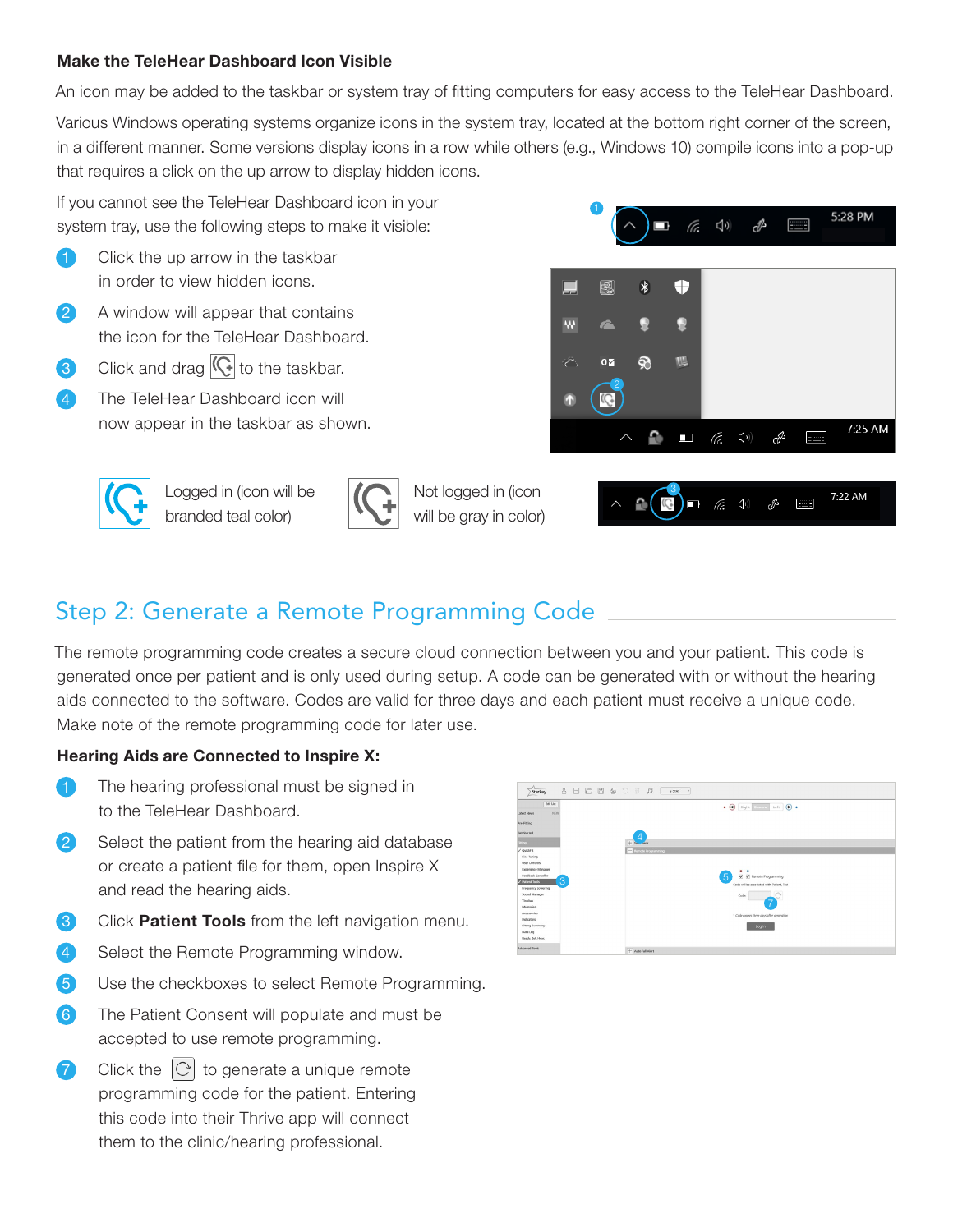### Make the TeleHear Dashboard Icon Visible

An icon may be added to the taskbar or system tray of fitting computers for easy access to the TeleHear Dashboard.

Various Windows operating systems organize icons in the system tray, located at the bottom right corner of the screen, in a different manner. Some versions display icons in a row while others (e.g., Windows 10) compile icons into a pop-up that requires a click on the up arrow to display hidden icons.

If you cannot see the TeleHear Dashboard icon in your system tray, use the following steps to make it visible:

1. Click the up arrow in the taskbar in order to view hidden icons.
2. A window will appear that contains the icon for the TeleHear Dashboard.
3. Click and drag the icon to the taskbar.
4. The TeleHear Dashboard icon will now appear in the taskbar as shown.

Logged in (icon will be branded teal color)

Not logged in (icon will be gray in color)

5:28 PM

7:25 AM

7:22 AM

## Step 2: Generate a Remote Programming Code

The remote programming code creates a secure cloud connection between you and your patient. This code is generated once per patient and is only used during setup. A code can be generated with or without the hearing aids connected to the software. Codes are valid for three days and each patient must receive a unique code. Make note of the remote programming code for later use.

### Hearing Aids are Connected to Inspire X:

1. The hearing professional must be signed in to the TeleHear Dashboard.
2. Select the patient from the hearing aid database or create a patient file for them, open Inspire X and read the hearing aids.
3. Click **Patient Tools** from the left navigation menu.
4. Select the Remote Programming window.
5. Use the checkboxes to select Remote Programming.
6. The Patient Consent will populate and must be accepted to use remote programming.
7. Click the refresh icon to generate a unique remote programming code for the patient. Entering this code into their Thrive app will connect them to the clinic/hearing professional.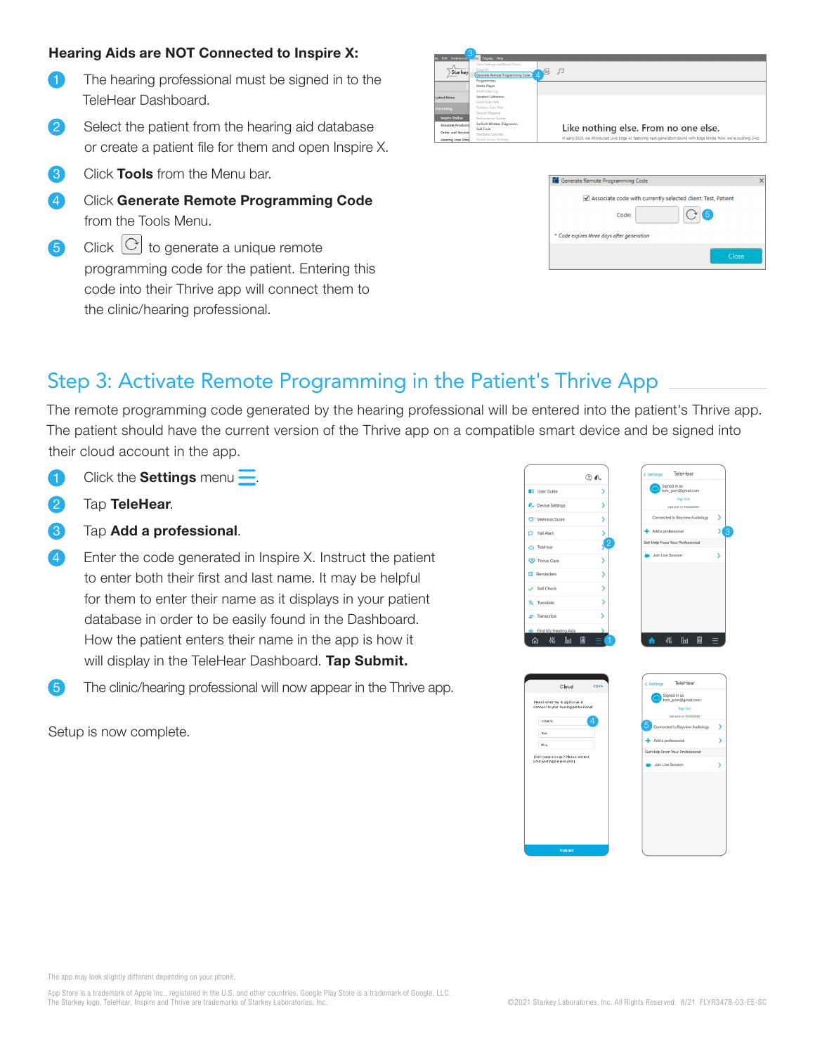**Hearing Aids are NOT Connected to Inspire X:**

1. The hearing professional must be signed in to the TeleHear Dashboard.
2. Select the patient from the hearing aid database or create a patient file for them and open Inspire X.
3. Click **Tools** from the Menu bar.
4. Click **Generate Remote Programming Code** from the Tools Menu.
5. Click [refresh icon] to generate a unique remote programming code for the patient. Entering this code into their Thrive app will connect them to the clinic/hearing professional.

## Step 3: Activate Remote Programming in the Patient's Thrive App

The remote programming code generated by the hearing professional will be entered into the patient's Thrive app. The patient should have the current version of the Thrive app on a compatible smart device and be signed into their cloud account in the app.

1. Click the **Settings** menu ☰.
2. Tap **TeleHear**.
3. Tap **Add a professional**.
4. Enter the code generated in Inspire X. Instruct the patient to enter both their first and last name. It may be helpful for them to enter their name as it displays in your patient database in order to be easily found in the Dashboard. How the patient enters their name in the app is how it will display in the TeleHear Dashboard. **Tap Submit.**
5. The clinic/hearing professional will now appear in the Thrive app.

Setup is now complete.

The app may look slightly different depending on your phone.

App Store is a trademark of Apple Inc., registered in the U.S. and other countries. Google Play Store is a trademark of Google, LLC. The Starkey logo, TeleHear, Inspire and Thrive are trademarks of Starkey Laboratories, Inc.

©2021 Starkey Laboratories, Inc. All Rights Reserved. 8/21 FLYR3478-03-EE-SC